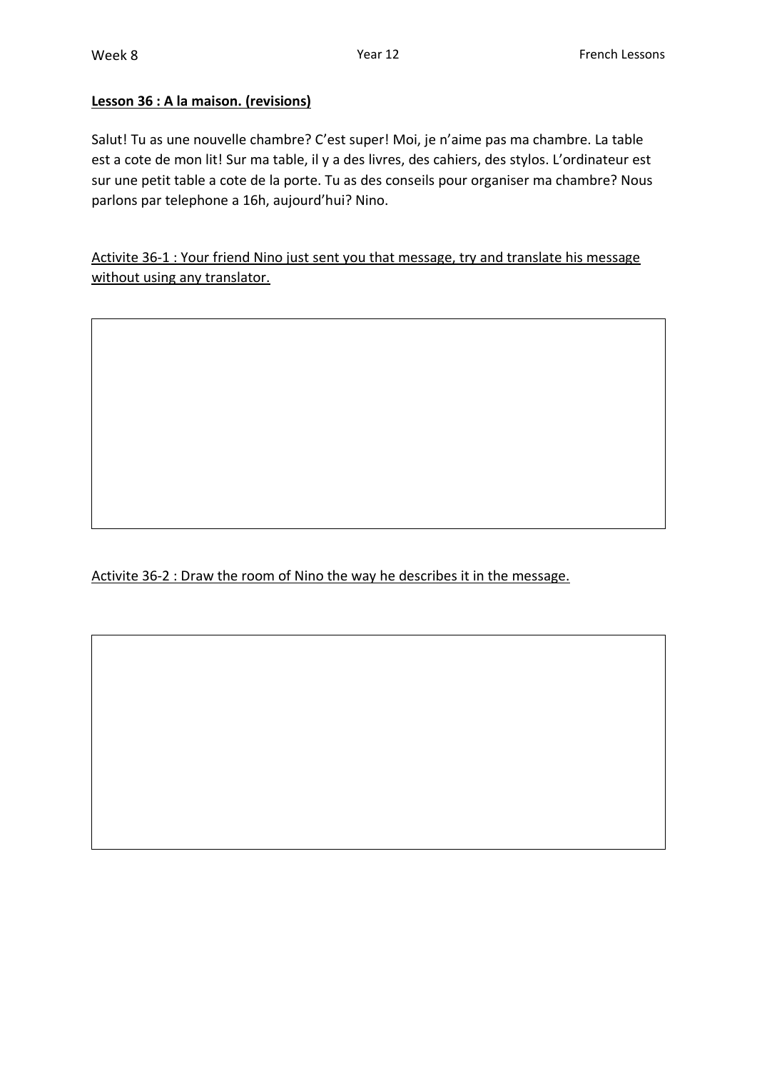**Lesson 36 : A la maison. (revisions)**

Salut! Tu as une nouvelle chambre? C'est super! Moi, je n'aime pas ma chambre. La table est a cote de mon lit! Sur ma table, il y a des livres, des cahiers, des stylos. L'ordinateur est sur une petit table a cote de la porte. Tu as des conseils pour organiser ma chambre? Nous parlons par telephone a 16h, aujourd'hui? Nino.

Activite 36-1 : Your friend Nino just sent you that message, try and translate his message without using any translator.

Activite 36-2 : Draw the room of Nino the way he describes it in the message.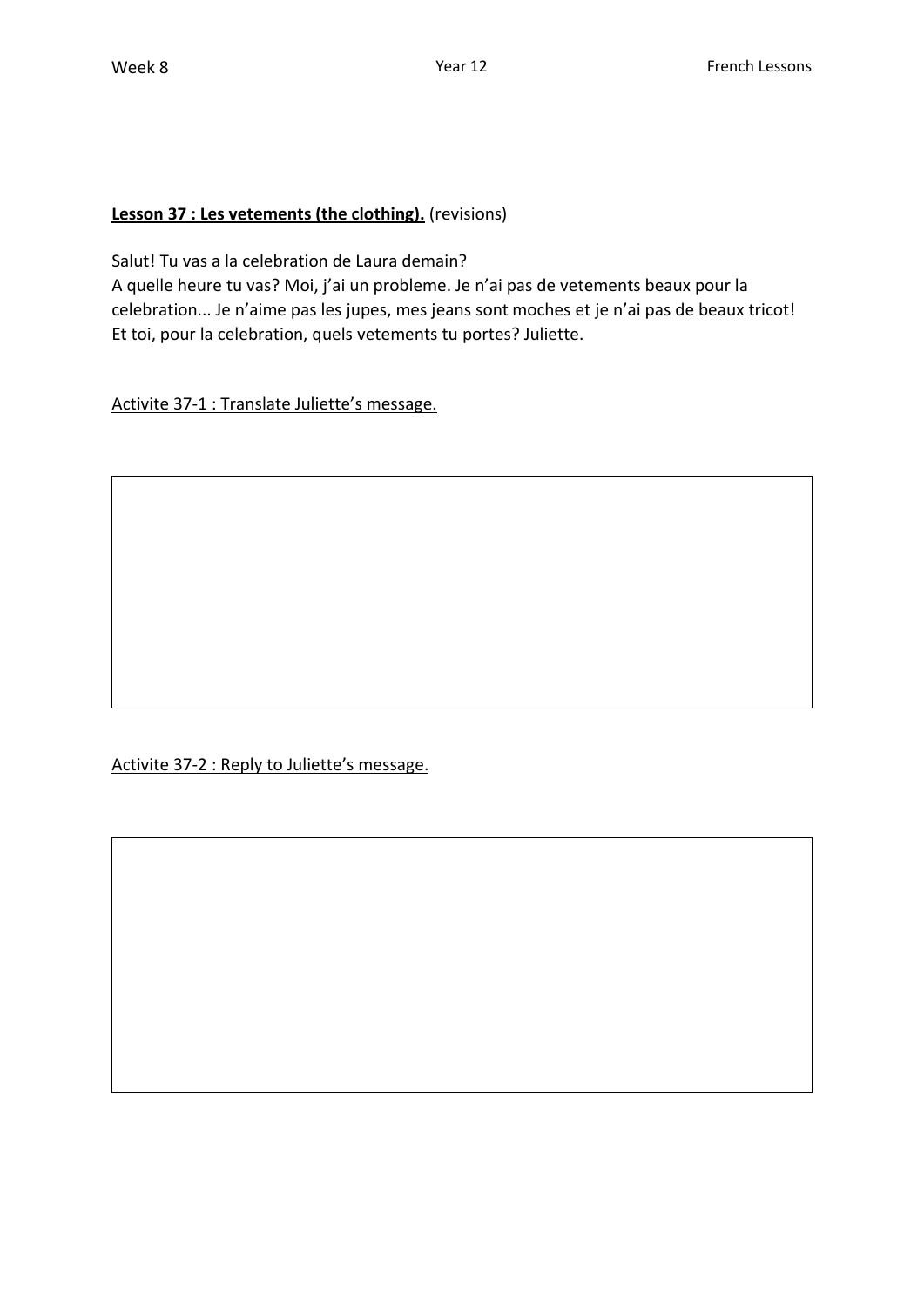**Lesson 37 : Les vetements (the clothing).** (revisions)

Salut! Tu vas a la celebration de Laura demain?
A quelle heure tu vas? Moi, j'ai un probleme. Je n'ai pas de vetements beaux pour la celebration... Je n'aime pas les jupes, mes jeans sont moches et je n'ai pas de beaux tricot! Et toi, pour la celebration, quels vetements tu portes? Juliette.

Activite 37-1 : Translate Juliette's message.

Activite 37-2 : Reply to Juliette's message.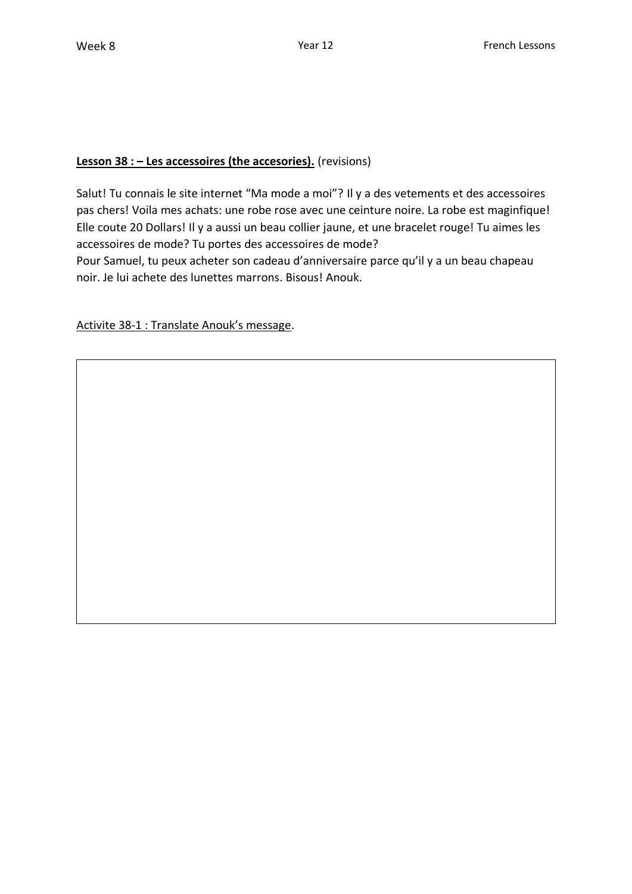**<u>Lesson 38 : – Les accessoires (the accesories).</u>** (revisions)

Salut! Tu connais le site internet "Ma mode a moi"? Il y a des vetements et des accessoires pas chers! Voila mes achats: une robe rose avec une ceinture noire. La robe est maginfique! Elle coute 20 Dollars! Il y a aussi un beau collier jaune, et une bracelet rouge! Tu aimes les accessoires de mode? Tu portes des accessoires de mode?
Pour Samuel, tu peux acheter son cadeau d'anniversaire parce qu'il y a un beau chapeau noir. Je lui achete des lunettes marrons. Bisous! Anouk.

<u>Activite 38-1 : Translate Anouk's message</u>.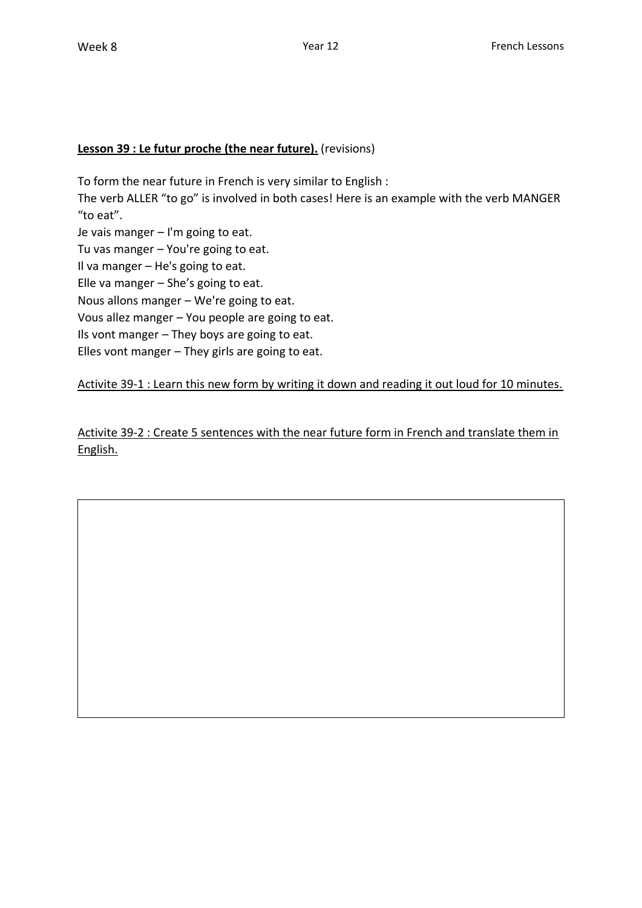**Lesson 39 : Le futur proche (the near future).** (revisions)

To form the near future in French is very similar to English :
The verb ALLER "to go" is involved in both cases! Here is an example with the verb MANGER "to eat".
Je vais manger – I'm going to eat.
Tu vas manger – You're going to eat.
Il va manger – He's going to eat.
Elle va manger – She's going to eat.
Nous allons manger – We're going to eat.
Vous allez manger – You people are going to eat.
Ils vont manger – They boys are going to eat.
Elles vont manger – They girls are going to eat.

<u>Activite 39-1 : Learn this new form by writing it down and reading it out loud for 10 minutes.</u>

<u>Activite 39-2 : Create 5 sentences with the near future form in French and translate them in English.</u>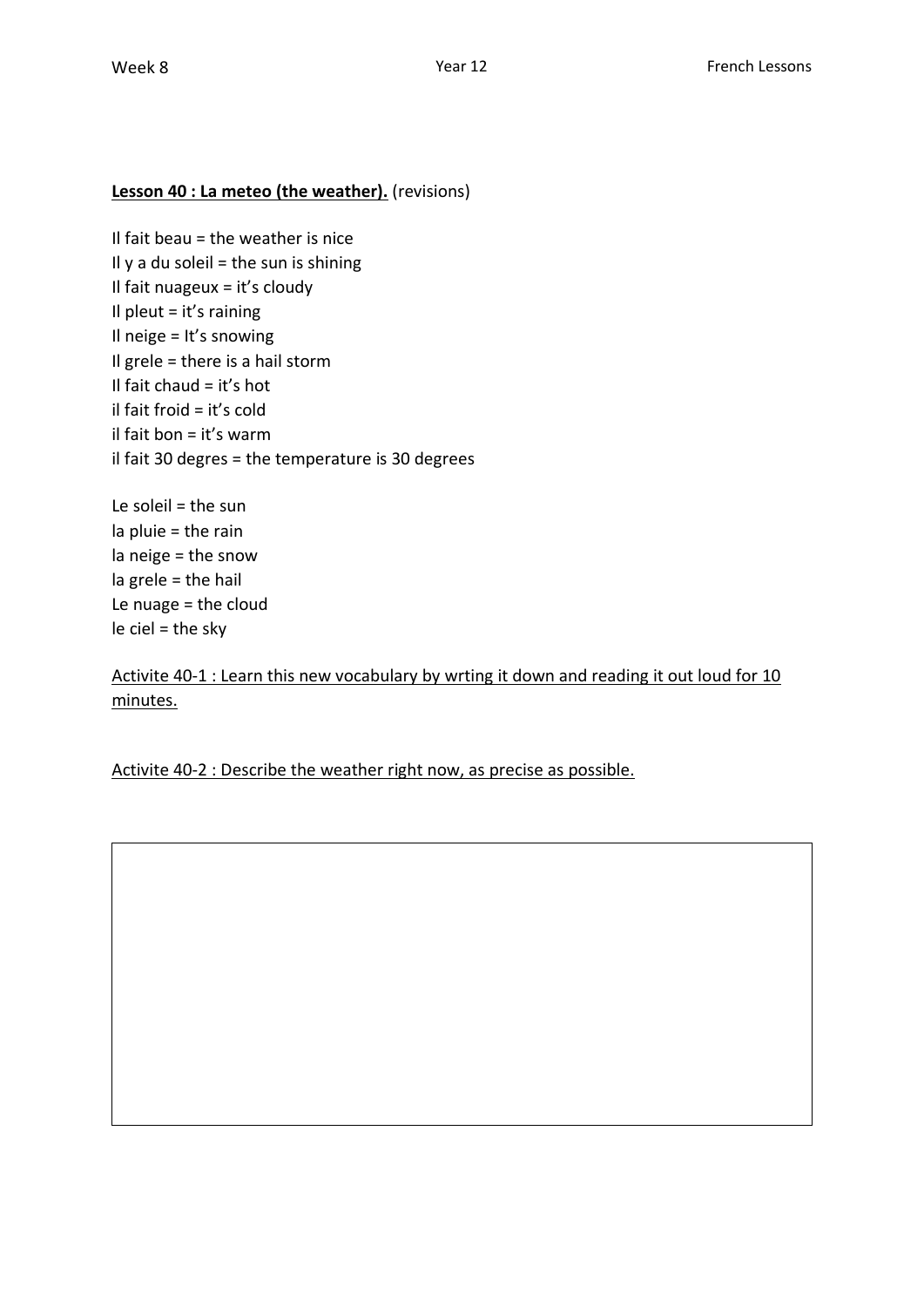**Lesson 40 : La meteo (the weather).** (revisions)

Il fait beau = the weather is nice
Il y a du soleil = the sun is shining
Il fait nuageux = it's cloudy
Il pleut = it's raining
Il neige = It's snowing
Il grele = there is a hail storm
Il fait chaud = it's hot
il fait froid = it's cold
il fait bon = it's warm
il fait 30 degres = the temperature is 30 degrees

Le soleil = the sun
la pluie = the rain
la neige = the snow
la grele = the hail
Le nuage = the cloud
le ciel = the sky

Activite 40-1 : Learn this new vocabulary by wrting it down and reading it out loud for 10 minutes.

Activite 40-2 : Describe the weather right now, as precise as possible.